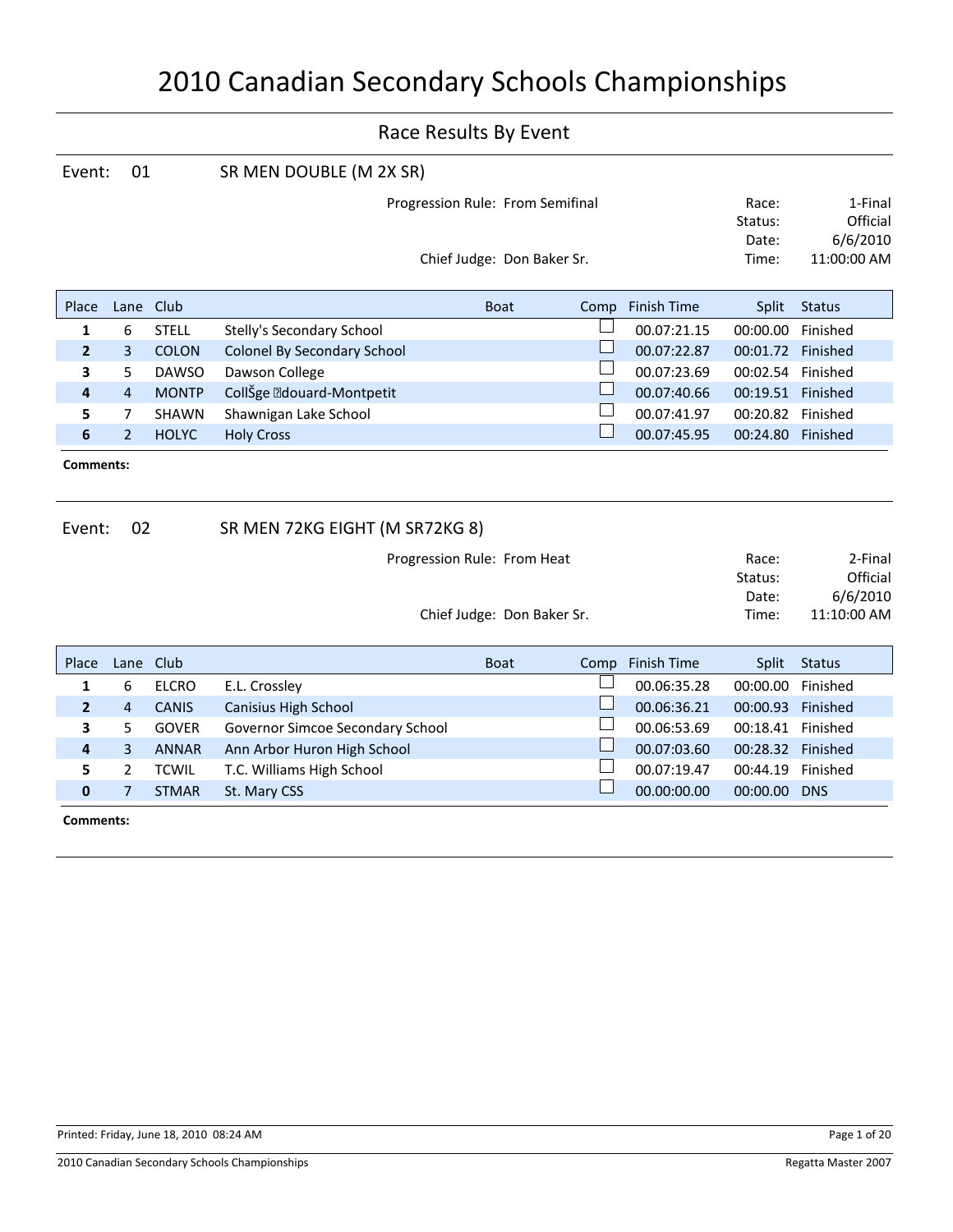# 2010 Canadian Secondary Schools Championships

## Race Results By Event

### Event: 01 SR MEN DOUBLE (M 2X SR)

Progression Rule: From Semifinal

Chief Judge: Don Baker Sr.

Race: 1-Final
Status: Official
Date: 6/6/2010
Time: 11:00:00 AM

| Place | Lane | Club | | Boat | Comp | Finish Time | Split | Status |
|---|---|---|---|---|---|---|---|---|
| 1 | 6 | STELL | Stelly's Secondary School | | ☐ | 00.07:21.15 | 00:00.00 | Finished |
| 2 | 3 | COLON | Colonel By Secondary School | | ☐ | 00.07:22.87 | 00:01.72 | Finished |
| 3 | 5 | DAWSO | Dawson College | | ☐ | 00.07:23.69 | 00:02.54 | Finished |
| 4 | 4 | MONTP | CollŠge �douard-Montpetit | | ☐ | 00.07:40.66 | 00:19.51 | Finished |
| 5 | 7 | SHAWN | Shawnigan Lake School | | ☐ | 00.07:41.97 | 00:20.82 | Finished |
| 6 | 2 | HOLYC | Holy Cross | | ☐ | 00.07:45.95 | 00:24.80 | Finished |

**Comments:**

### Event: 02 SR MEN 72KG EIGHT (M SR72KG 8)

Progression Rule: From Heat

Chief Judge: Don Baker Sr.

Race: 2-Final
Status: Official
Date: 6/6/2010
Time: 11:10:00 AM

| Place | Lane | Club | | Boat | Comp | Finish Time | Split | Status |
|---|---|---|---|---|---|---|---|---|
| 1 | 6 | ELCRO | E.L. Crossley | | ☐ | 00.06:35.28 | 00:00.00 | Finished |
| 2 | 4 | CANIS | Canisius High School | | ☐ | 00.06:36.21 | 00:00.93 | Finished |
| 3 | 5 | GOVER | Governor Simcoe Secondary School | | ☐ | 00.06:53.69 | 00:18.41 | Finished |
| 4 | 3 | ANNAR | Ann Arbor Huron High School | | ☐ | 00.07:03.60 | 00:28.32 | Finished |
| 5 | 2 | TCWIL | T.C. Williams High School | | ☐ | 00.07:19.47 | 00:44.19 | Finished |
| 0 | 7 | STMAR | St. Mary CSS | | ☐ | 00.00:00.00 | 00:00.00 | DNS |

**Comments:**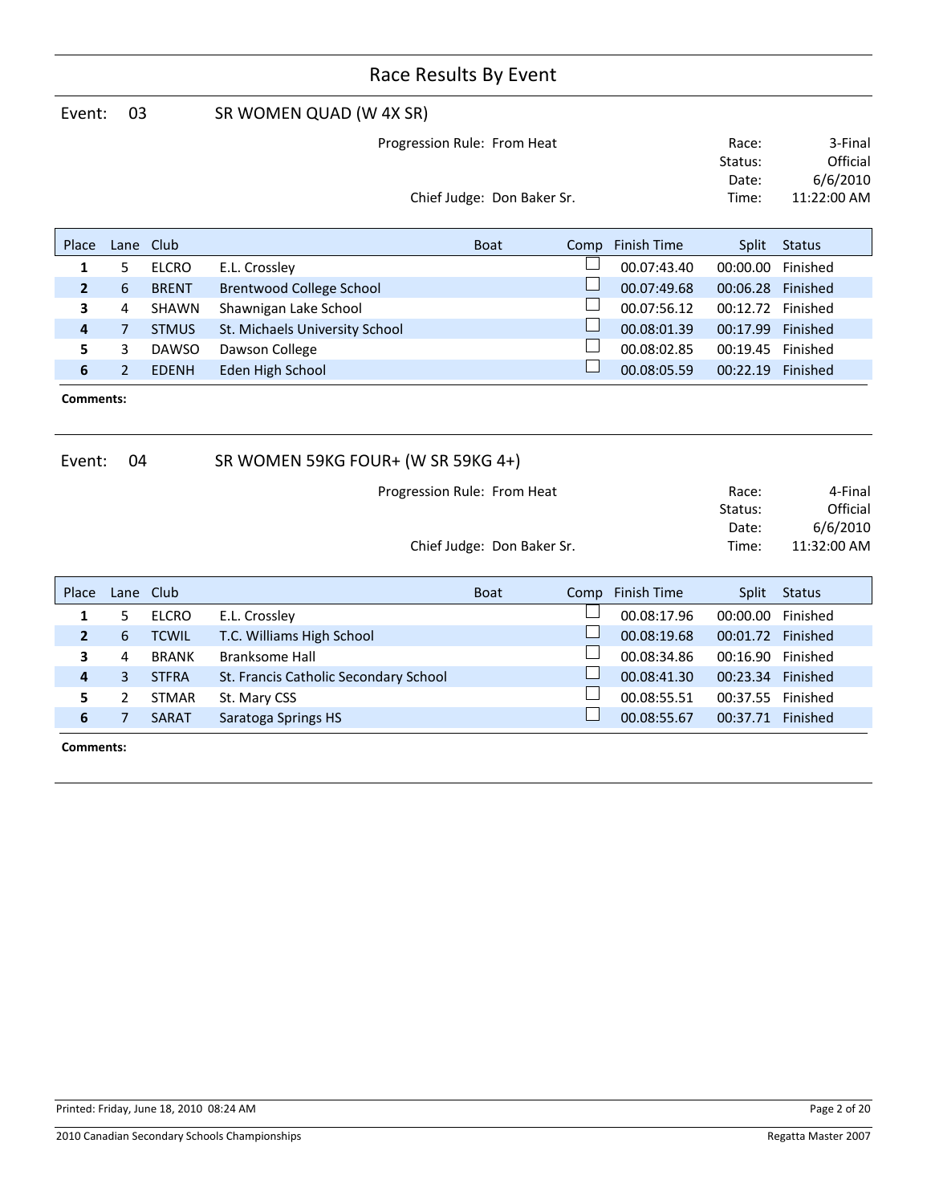# Race Results By Event

## Event: 03 SR WOMEN QUAD (W 4X SR)

Progression Rule: From Heat

Chief Judge: Don Baker Sr.

Race: 3-Final
Status: Official
Date: 6/6/2010
Time: 11:22:00 AM

| Place | Lane | Club | | Boat | Comp | Finish Time | Split | Status |
|---|---|---|---|---|---|---|---|---|
| 1 | 5 | ELCRO | E.L. Crossley | | ☐ | 00.07:43.40 | 00:00.00 | Finished |
| 2 | 6 | BRENT | Brentwood College School | | ☐ | 00.07:49.68 | 00:06.28 | Finished |
| 3 | 4 | SHAWN | Shawnigan Lake School | | ☐ | 00.07:56.12 | 00:12.72 | Finished |
| 4 | 7 | STMUS | St. Michaels University School | | ☐ | 00.08:01.39 | 00:17.99 | Finished |
| 5 | 3 | DAWSO | Dawson College | | ☐ | 00.08:02.85 | 00:19.45 | Finished |
| 6 | 2 | EDENH | Eden High School | | ☐ | 00.08:05.59 | 00:22.19 | Finished |

**Comments:**

## Event: 04 SR WOMEN 59KG FOUR+ (W SR 59KG 4+)

Progression Rule: From Heat

Chief Judge: Don Baker Sr.

Race: 4-Final
Status: Official
Date: 6/6/2010
Time: 11:32:00 AM

| Place | Lane | Club | | Boat | Comp | Finish Time | Split | Status |
|---|---|---|---|---|---|---|---|---|
| 1 | 5 | ELCRO | E.L. Crossley | | ☐ | 00.08:17.96 | 00:00.00 | Finished |
| 2 | 6 | TCWIL | T.C. Williams High School | | ☐ | 00.08:19.68 | 00:01.72 | Finished |
| 3 | 4 | BRANK | Branksome Hall | | ☐ | 00.08:34.86 | 00:16.90 | Finished |
| 4 | 3 | STFRA | St. Francis Catholic Secondary School | | ☐ | 00.08:41.30 | 00:23.34 | Finished |
| 5 | 2 | STMAR | St. Mary CSS | | ☐ | 00.08:55.51 | 00:37.55 | Finished |
| 6 | 7 | SARAT | Saratoga Springs HS | | ☐ | 00.08:55.67 | 00:37.71 | Finished |

**Comments:**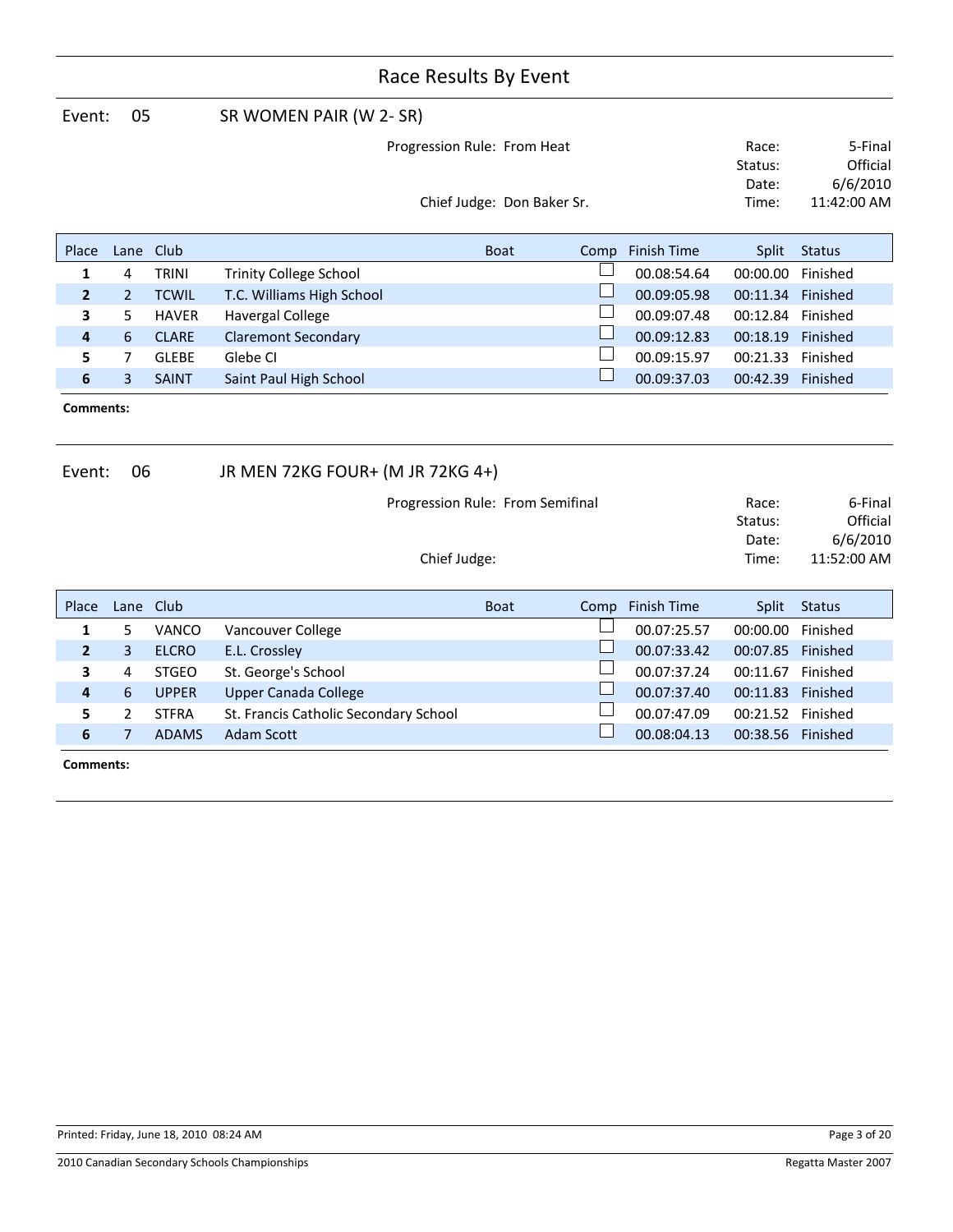# Race Results By Event

## Event: 05 SR WOMEN PAIR (W 2- SR)

Progression Rule: From Heat

Chief Judge: Don Baker Sr.

Race: 5-Final
Status: Official
Date: 6/6/2010
Time: 11:42:00 AM

| Place | Lane | Club | | Boat | Comp | Finish Time | Split | Status |
|---|---|---|---|---|---|---|---|---|
| 1 | 4 | TRINI | Trinity College School | | ☐ | 00.08:54.64 | 00:00.00 | Finished |
| 2 | 2 | TCWIL | T.C. Williams High School | | ☐ | 00.09:05.98 | 00:11.34 | Finished |
| 3 | 5 | HAVER | Havergal College | | ☐ | 00.09:07.48 | 00:12.84 | Finished |
| 4 | 6 | CLARE | Claremont Secondary | | ☐ | 00.09:12.83 | 00:18.19 | Finished |
| 5 | 7 | GLEBE | Glebe CI | | ☐ | 00.09:15.97 | 00:21.33 | Finished |
| 6 | 3 | SAINT | Saint Paul High School | | ☐ | 00.09:37.03 | 00:42.39 | Finished |

**Comments:**

## Event: 06 JR MEN 72KG FOUR+ (M JR 72KG 4+)

Progression Rule: From Semifinal

Chief Judge:

Race: 6-Final
Status: Official
Date: 6/6/2010
Time: 11:52:00 AM

| Place | Lane | Club | | Boat | Comp | Finish Time | Split | Status |
|---|---|---|---|---|---|---|---|---|
| 1 | 5 | VANCO | Vancouver College | | ☐ | 00.07:25.57 | 00:00.00 | Finished |
| 2 | 3 | ELCRO | E.L. Crossley | | ☐ | 00.07:33.42 | 00:07.85 | Finished |
| 3 | 4 | STGEO | St. George's School | | ☐ | 00.07:37.24 | 00:11.67 | Finished |
| 4 | 6 | UPPER | Upper Canada College | | ☐ | 00.07:37.40 | 00:11.83 | Finished |
| 5 | 2 | STFRA | St. Francis Catholic Secondary School | | ☐ | 00.07:47.09 | 00:21.52 | Finished |
| 6 | 7 | ADAMS | Adam Scott | | ☐ | 00.08:04.13 | 00:38.56 | Finished |

**Comments:**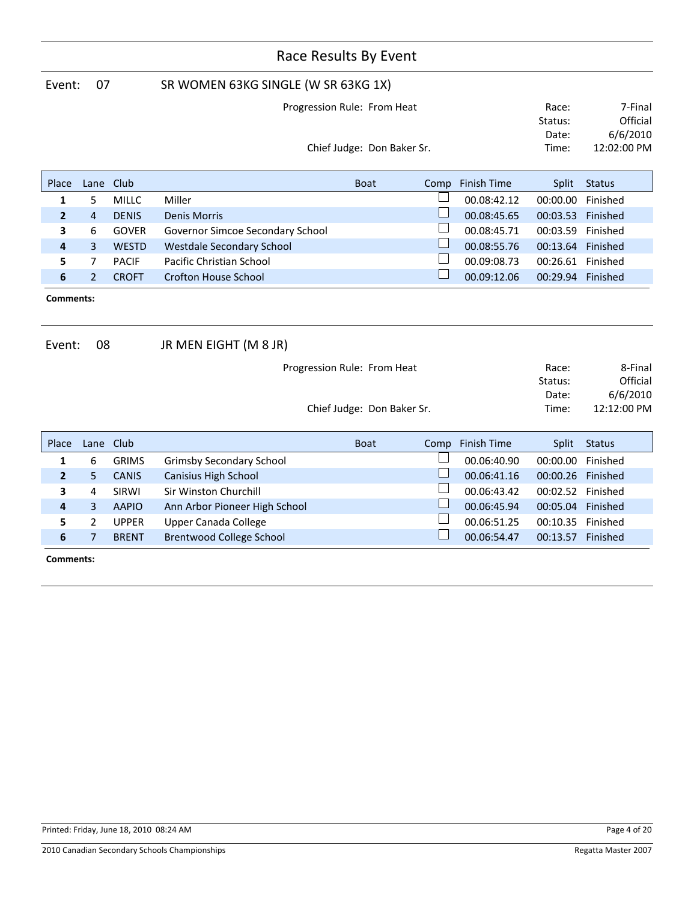# Race Results By Event

## Event: 07 SR WOMEN 63KG SINGLE (W SR 63KG 1X)

Progression Rule: From Heat

Chief Judge: Don Baker Sr.

Race: 7-Final
Status: Official
Date: 6/6/2010
Time: 12:02:00 PM

| Place | Lane | Club | | Boat | Comp | Finish Time | Split | Status |
|---|---|---|---|---|---|---|---|---|
| 1 | 5 | MILLC | Miller | | ☐ | 00.08:42.12 | 00:00.00 | Finished |
| 2 | 4 | DENIS | Denis Morris | | ☐ | 00.08:45.65 | 00:03.53 | Finished |
| 3 | 6 | GOVER | Governor Simcoe Secondary School | | ☐ | 00.08:45.71 | 00:03.59 | Finished |
| 4 | 3 | WESTD | Westdale Secondary School | | ☐ | 00.08:55.76 | 00:13.64 | Finished |
| 5 | 7 | PACIF | Pacific Christian School | | ☐ | 00.09:08.73 | 00:26.61 | Finished |
| 6 | 2 | CROFT | Crofton House School | | ☐ | 00.09:12.06 | 00:29.94 | Finished |

**Comments:**

## Event: 08 JR MEN EIGHT (M 8 JR)

Progression Rule: From Heat

Chief Judge: Don Baker Sr.

Race: 8-Final
Status: Official
Date: 6/6/2010
Time: 12:12:00 PM

| Place | Lane | Club | | Boat | Comp | Finish Time | Split | Status |
|---|---|---|---|---|---|---|---|---|
| 1 | 6 | GRIMS | Grimsby Secondary School | | ☐ | 00.06:40.90 | 00:00.00 | Finished |
| 2 | 5 | CANIS | Canisius High School | | ☐ | 00.06:41.16 | 00:00.26 | Finished |
| 3 | 4 | SIRWI | Sir Winston Churchill | | ☐ | 00.06:43.42 | 00:02.52 | Finished |
| 4 | 3 | AAPIO | Ann Arbor Pioneer High School | | ☐ | 00.06:45.94 | 00:05.04 | Finished |
| 5 | 2 | UPPER | Upper Canada College | | ☐ | 00.06:51.25 | 00:10.35 | Finished |
| 6 | 7 | BRENT | Brentwood College School | | ☐ | 00.06:54.47 | 00:13.57 | Finished |

**Comments:**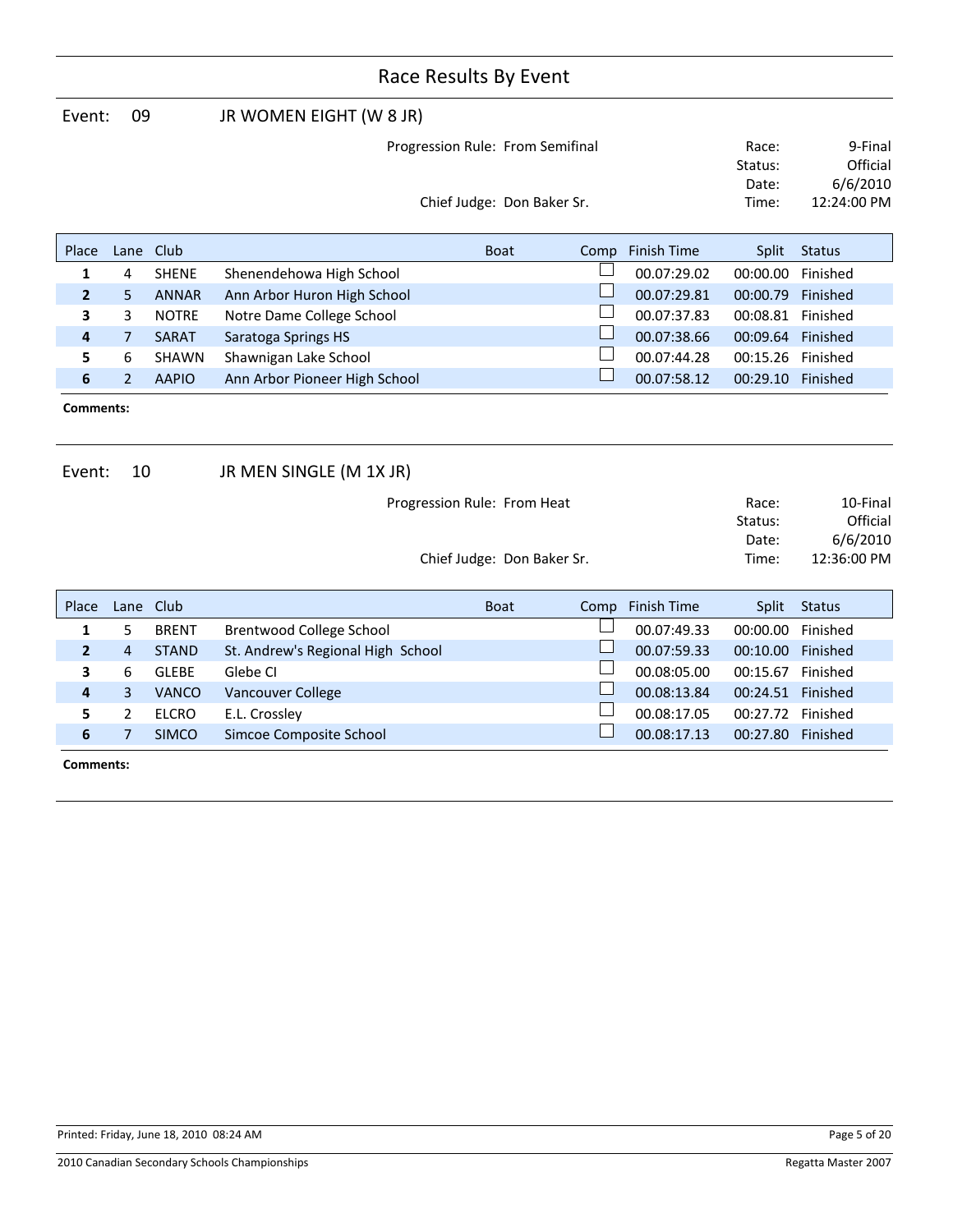# Race Results By Event

## Event: 09 JR WOMEN EIGHT (W 8 JR)

Progression Rule: From Semifinal

Chief Judge: Don Baker Sr.

Race: 9-Final
Status: Official
Date: 6/6/2010
Time: 12:24:00 PM

| Place | Lane | Club | | Boat | Comp | Finish Time | Split | Status |
|---|---|---|---|---|---|---|---|---|
| 1 | 4 | SHENE | Shenendehowa High School | | ☐ | 00.07:29.02 | 00:00.00 | Finished |
| 2 | 5 | ANNAR | Ann Arbor Huron High School | | ☐ | 00.07:29.81 | 00:00.79 | Finished |
| 3 | 3 | NOTRE | Notre Dame College School | | ☐ | 00.07:37.83 | 00:08.81 | Finished |
| 4 | 7 | SARAT | Saratoga Springs HS | | ☐ | 00.07:38.66 | 00:09.64 | Finished |
| 5 | 6 | SHAWN | Shawnigan Lake School | | ☐ | 00.07:44.28 | 00:15.26 | Finished |
| 6 | 2 | AAPIO | Ann Arbor Pioneer High School | | ☐ | 00.07:58.12 | 00:29.10 | Finished |

**Comments:**

## Event: 10 JR MEN SINGLE (M 1X JR)

Progression Rule: From Heat

Chief Judge: Don Baker Sr.

Race: 10-Final
Status: Official
Date: 6/6/2010
Time: 12:36:00 PM

| Place | Lane | Club | | Boat | Comp | Finish Time | Split | Status |
|---|---|---|---|---|---|---|---|---|
| 1 | 5 | BRENT | Brentwood College School | | ☐ | 00.07:49.33 | 00:00.00 | Finished |
| 2 | 4 | STAND | St. Andrew's Regional High School | | ☐ | 00.07:59.33 | 00:10.00 | Finished |
| 3 | 6 | GLEBE | Glebe CI | | ☐ | 00.08:05.00 | 00:15.67 | Finished |
| 4 | 3 | VANCO | Vancouver College | | ☐ | 00.08:13.84 | 00:24.51 | Finished |
| 5 | 2 | ELCRO | E.L. Crossley | | ☐ | 00.08:17.05 | 00:27.72 | Finished |
| 6 | 7 | SIMCO | Simcoe Composite School | | ☐ | 00.08:17.13 | 00:27.80 | Finished |

**Comments:**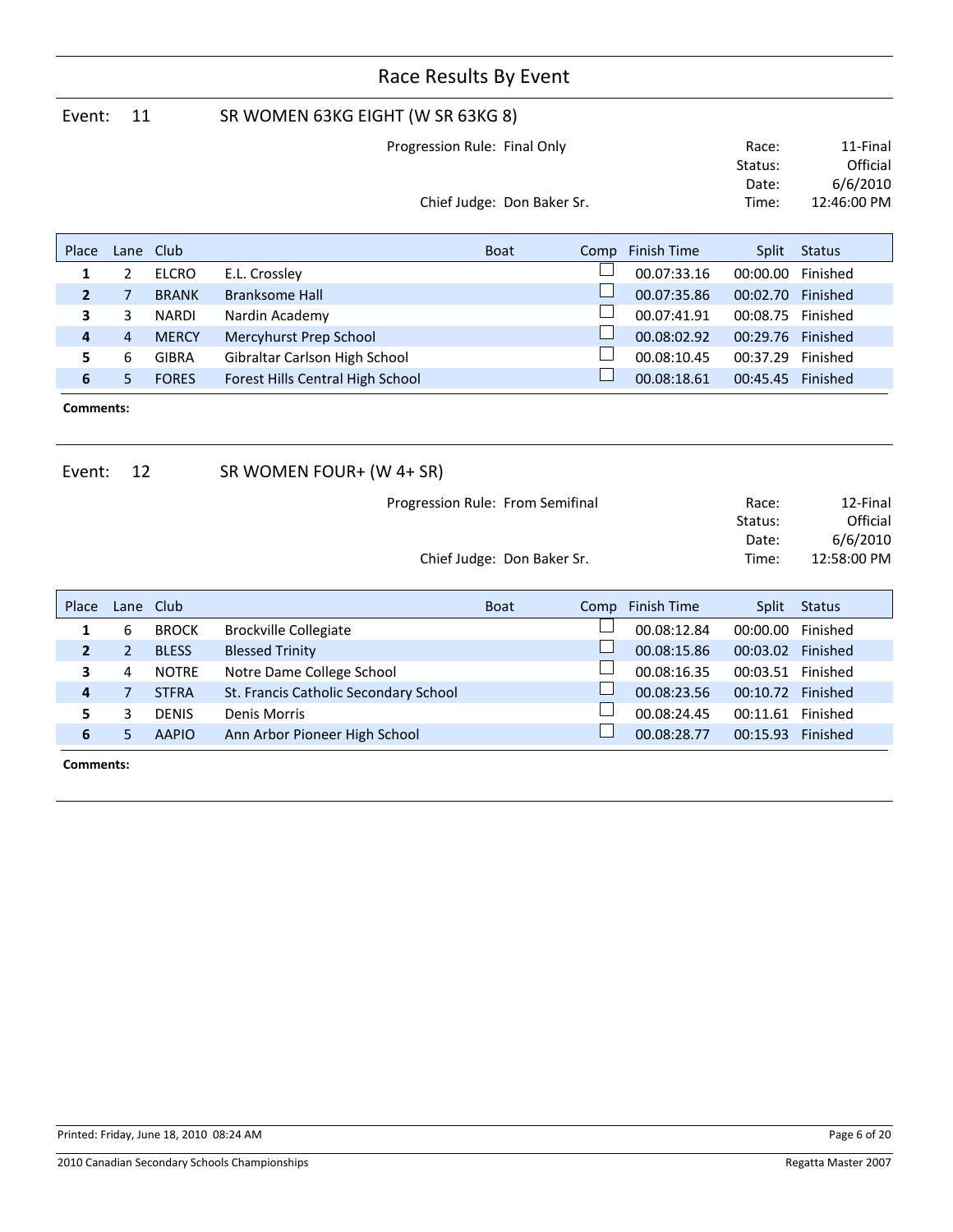# Race Results By Event

## Event: 11 SR WOMEN 63KG EIGHT (W SR 63KG 8)

Progression Rule: Final Only

Chief Judge: Don Baker Sr.

Race: 11-Final
Status: Official
Date: 6/6/2010
Time: 12:46:00 PM

| Place | Lane | Club | | Boat | Comp | Finish Time | Split | Status |
|---|---|---|---|---|---|---|---|---|
| 1 | 2 | ELCRO | E.L. Crossley | | ☐ | 00.07:33.16 | 00:00.00 | Finished |
| 2 | 7 | BRANK | Branksome Hall | | ☐ | 00.07:35.86 | 00:02.70 | Finished |
| 3 | 3 | NARDI | Nardin Academy | | ☐ | 00.07:41.91 | 00:08.75 | Finished |
| 4 | 4 | MERCY | Mercyhurst Prep School | | ☐ | 00.08:02.92 | 00:29.76 | Finished |
| 5 | 6 | GIBRA | Gibraltar Carlson High School | | ☐ | 00.08:10.45 | 00:37.29 | Finished |
| 6 | 5 | FORES | Forest Hills Central High School | | ☐ | 00.08:18.61 | 00:45.45 | Finished |

**Comments:**

## Event: 12 SR WOMEN FOUR+ (W 4+ SR)

Progression Rule: From Semifinal

Chief Judge: Don Baker Sr.

Race: 12-Final
Status: Official
Date: 6/6/2010
Time: 12:58:00 PM

| Place | Lane | Club | | Boat | Comp | Finish Time | Split | Status |
|---|---|---|---|---|---|---|---|---|
| 1 | 6 | BROCK | Brockville Collegiate | | ☐ | 00.08:12.84 | 00:00.00 | Finished |
| 2 | 2 | BLESS | Blessed Trinity | | ☐ | 00.08:15.86 | 00:03.02 | Finished |
| 3 | 4 | NOTRE | Notre Dame College School | | ☐ | 00.08:16.35 | 00:03.51 | Finished |
| 4 | 7 | STFRA | St. Francis Catholic Secondary School | | ☐ | 00.08:23.56 | 00:10.72 | Finished |
| 5 | 3 | DENIS | Denis Morris | | ☐ | 00.08:24.45 | 00:11.61 | Finished |
| 6 | 5 | AAPIO | Ann Arbor Pioneer High School | | ☐ | 00.08:28.77 | 00:15.93 | Finished |

**Comments:**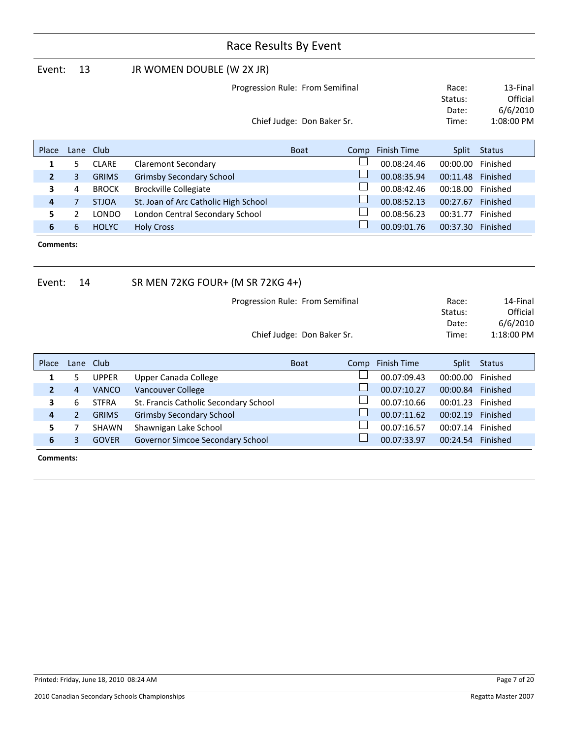# Race Results By Event

## Event: 13 JR WOMEN DOUBLE (W 2X JR)

Progression Rule: From Semifinal

Chief Judge: Don Baker Sr.

Race: 13-Final
Status: Official
Date: 6/6/2010
Time: 1:08:00 PM

| Place | Lane | Club | | Boat | Comp | Finish Time | Split | Status |
|---|---|---|---|---|---|---|---|---|
| 1 | 5 | CLARE | Claremont Secondary | | ☐ | 00.08:24.46 | 00:00.00 | Finished |
| 2 | 3 | GRIMS | Grimsby Secondary School | | ☐ | 00.08:35.94 | 00:11.48 | Finished |
| 3 | 4 | BROCK | Brockville Collegiate | | ☐ | 00.08:42.46 | 00:18.00 | Finished |
| 4 | 7 | STJOA | St. Joan of Arc Catholic High School | | ☐ | 00.08:52.13 | 00:27.67 | Finished |
| 5 | 2 | LONDO | London Central Secondary School | | ☐ | 00.08:56.23 | 00:31.77 | Finished |
| 6 | 6 | HOLYC | Holy Cross | | ☐ | 00.09:01.76 | 00:37.30 | Finished |

**Comments:**

## Event: 14 SR MEN 72KG FOUR+ (M SR 72KG 4+)

Progression Rule: From Semifinal

Chief Judge: Don Baker Sr.

Race: 14-Final
Status: Official
Date: 6/6/2010
Time: 1:18:00 PM

| Place | Lane | Club | | Boat | Comp | Finish Time | Split | Status |
|---|---|---|---|---|---|---|---|---|
| 1 | 5 | UPPER | Upper Canada College | | ☐ | 00.07:09.43 | 00:00.00 | Finished |
| 2 | 4 | VANCO | Vancouver College | | ☐ | 00.07:10.27 | 00:00.84 | Finished |
| 3 | 6 | STFRA | St. Francis Catholic Secondary School | | ☐ | 00.07:10.66 | 00:01.23 | Finished |
| 4 | 2 | GRIMS | Grimsby Secondary School | | ☐ | 00.07:11.62 | 00:02.19 | Finished |
| 5 | 7 | SHAWN | Shawnigan Lake School | | ☐ | 00.07:16.57 | 00:07.14 | Finished |
| 6 | 3 | GOVER | Governor Simcoe Secondary School | | ☐ | 00.07:33.97 | 00:24.54 | Finished |

**Comments:**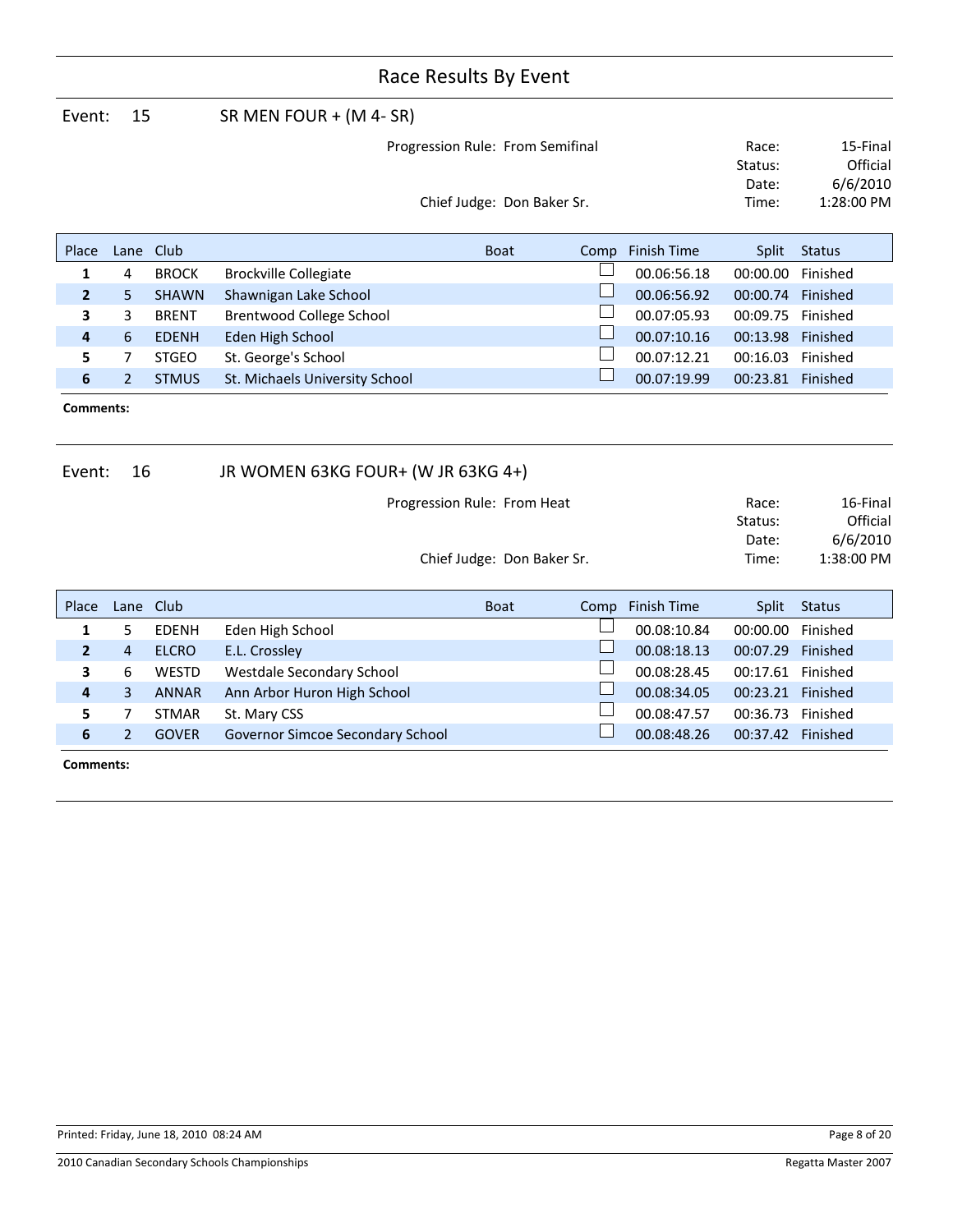# Race Results By Event

## Event: 15 SR MEN FOUR + (M 4- SR)

Progression Rule: From Semifinal

Chief Judge: Don Baker Sr.

Race: 15-Final
Status: Official
Date: 6/6/2010
Time: 1:28:00 PM

| Place | Lane | Club | | Boat | Comp | Finish Time | Split | Status |
|---|---|---|---|---|---|---|---|---|
| 1 | 4 | BROCK | Brockville Collegiate | | ☐ | 00.06:56.18 | 00:00.00 | Finished |
| 2 | 5 | SHAWN | Shawnigan Lake School | | ☐ | 00.06:56.92 | 00:00.74 | Finished |
| 3 | 3 | BRENT | Brentwood College School | | ☐ | 00.07:05.93 | 00:09.75 | Finished |
| 4 | 6 | EDENH | Eden High School | | ☐ | 00.07:10.16 | 00:13.98 | Finished |
| 5 | 7 | STGEO | St. George's School | | ☐ | 00.07:12.21 | 00:16.03 | Finished |
| 6 | 2 | STMUS | St. Michaels University School | | ☐ | 00.07:19.99 | 00:23.81 | Finished |

**Comments:**

## Event: 16 JR WOMEN 63KG FOUR+ (W JR 63KG 4+)

Progression Rule: From Heat

Chief Judge: Don Baker Sr.

Race: 16-Final
Status: Official
Date: 6/6/2010
Time: 1:38:00 PM

| Place | Lane | Club | | Boat | Comp | Finish Time | Split | Status |
|---|---|---|---|---|---|---|---|---|
| 1 | 5 | EDENH | Eden High School | | ☐ | 00.08:10.84 | 00:00.00 | Finished |
| 2 | 4 | ELCRO | E.L. Crossley | | ☐ | 00.08:18.13 | 00:07.29 | Finished |
| 3 | 6 | WESTD | Westdale Secondary School | | ☐ | 00.08:28.45 | 00:17.61 | Finished |
| 4 | 3 | ANNAR | Ann Arbor Huron High School | | ☐ | 00.08:34.05 | 00:23.21 | Finished |
| 5 | 7 | STMAR | St. Mary CSS | | ☐ | 00.08:47.57 | 00:36.73 | Finished |
| 6 | 2 | GOVER | Governor Simcoe Secondary School | | ☐ | 00.08:48.26 | 00:37.42 | Finished |

**Comments:**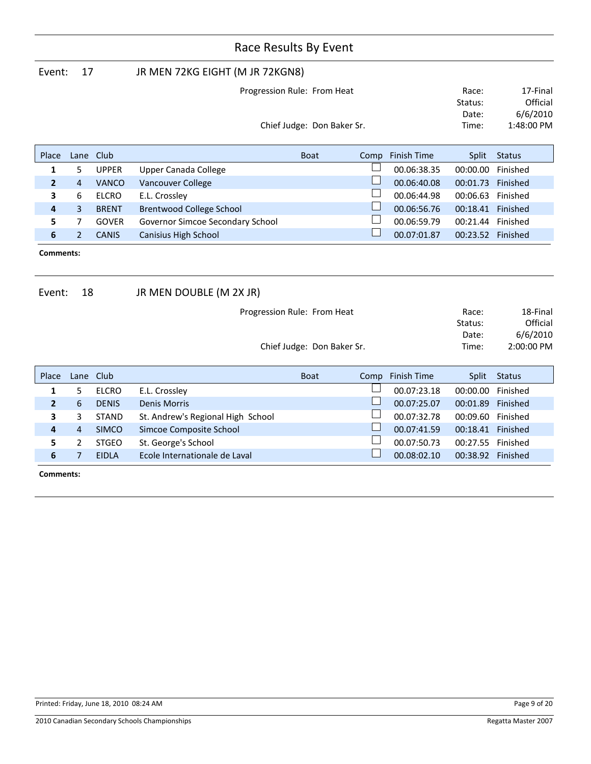# Race Results By Event

## Event: 17 JR MEN 72KG EIGHT (M JR 72KGN8)

Progression Rule: From Heat

Chief Judge: Don Baker Sr.

Race: 17-Final
Status: Official
Date: 6/6/2010
Time: 1:48:00 PM

| Place | Lane | Club | | Boat | Comp | Finish Time | Split | Status |
|---|---|---|---|---|---|---|---|---|
| 1 | 5 | UPPER | Upper Canada College | | ☐ | 00.06:38.35 | 00:00.00 | Finished |
| 2 | 4 | VANCO | Vancouver College | | ☐ | 00.06:40.08 | 00:01.73 | Finished |
| 3 | 6 | ELCRO | E.L. Crossley | | ☐ | 00.06:44.98 | 00:06.63 | Finished |
| 4 | 3 | BRENT | Brentwood College School | | ☐ | 00.06:56.76 | 00:18.41 | Finished |
| 5 | 7 | GOVER | Governor Simcoe Secondary School | | ☐ | 00.06:59.79 | 00:21.44 | Finished |
| 6 | 2 | CANIS | Canisius High School | | ☐ | 00.07:01.87 | 00:23.52 | Finished |

**Comments:**

## Event: 18 JR MEN DOUBLE (M 2X JR)

Progression Rule: From Heat

Chief Judge: Don Baker Sr.

Race: 18-Final
Status: Official
Date: 6/6/2010
Time: 2:00:00 PM

| Place | Lane | Club | | Boat | Comp | Finish Time | Split | Status |
|---|---|---|---|---|---|---|---|---|
| 1 | 5 | ELCRO | E.L. Crossley | | ☐ | 00.07:23.18 | 00:00.00 | Finished |
| 2 | 6 | DENIS | Denis Morris | | ☐ | 00.07:25.07 | 00:01.89 | Finished |
| 3 | 3 | STAND | St. Andrew's Regional High School | | ☐ | 00.07:32.78 | 00:09.60 | Finished |
| 4 | 4 | SIMCO | Simcoe Composite School | | ☐ | 00.07:41.59 | 00:18.41 | Finished |
| 5 | 2 | STGEO | St. George's School | | ☐ | 00.07:50.73 | 00:27.55 | Finished |
| 6 | 7 | EIDLA | Ecole Internationale de Laval | | ☐ | 00.08:02.10 | 00:38.92 | Finished |

**Comments:**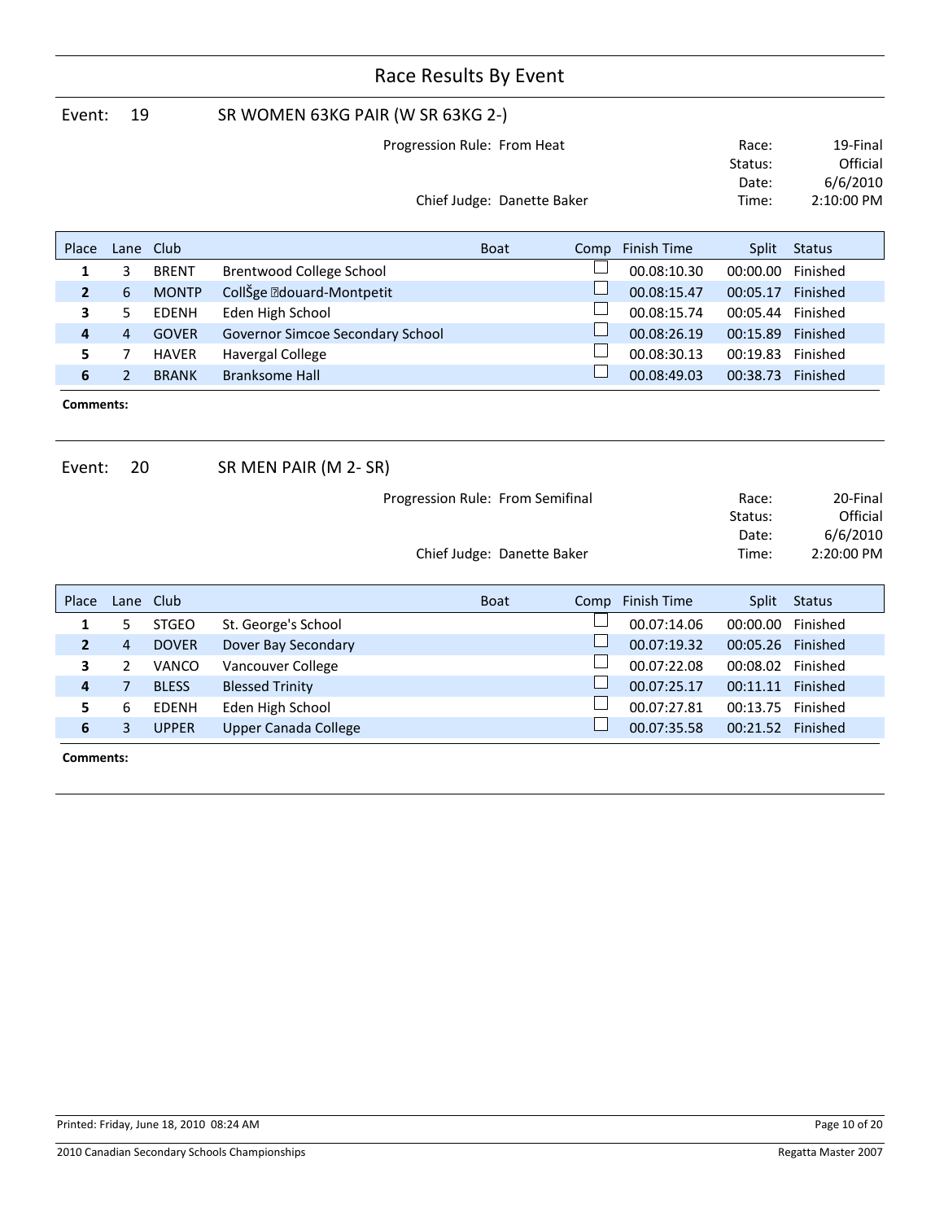# Race Results By Event

## Event: 19 SR WOMEN 63KG PAIR (W SR 63KG 2-)

Progression Rule: From Heat

Chief Judge: Danette Baker

Race: 19-Final
Status: Official
Date: 6/6/2010
Time: 2:10:00 PM

| Place | Lane | Club | | Boat | Comp | Finish Time | Split | Status |
|---|---|---|---|---|---|---|---|---|
| 1 | 3 | BRENT | Brentwood College School | | ☐ | 00.08:10.30 | 00:00.00 | Finished |
| 2 | 6 | MONTP | CollŠge �douard-Montpetit | | ☐ | 00.08:15.47 | 00:05.17 | Finished |
| 3 | 5 | EDENH | Eden High School | | ☐ | 00.08:15.74 | 00:05.44 | Finished |
| 4 | 4 | GOVER | Governor Simcoe Secondary School | | ☐ | 00.08:26.19 | 00:15.89 | Finished |
| 5 | 7 | HAVER | Havergal College | | ☐ | 00.08:30.13 | 00:19.83 | Finished |
| 6 | 2 | BRANK | Branksome Hall | | ☐ | 00.08:49.03 | 00:38.73 | Finished |

**Comments:**

## Event: 20 SR MEN PAIR (M 2- SR)

Progression Rule: From Semifinal

Chief Judge: Danette Baker

Race: 20-Final
Status: Official
Date: 6/6/2010
Time: 2:20:00 PM

| Place | Lane | Club | | Boat | Comp | Finish Time | Split | Status |
|---|---|---|---|---|---|---|---|---|
| 1 | 5 | STGEO | St. George's School | | ☐ | 00.07:14.06 | 00:00.00 | Finished |
| 2 | 4 | DOVER | Dover Bay Secondary | | ☐ | 00.07:19.32 | 00:05.26 | Finished |
| 3 | 2 | VANCO | Vancouver College | | ☐ | 00.07:22.08 | 00:08.02 | Finished |
| 4 | 7 | BLESS | Blessed Trinity | | ☐ | 00.07:25.17 | 00:11.11 | Finished |
| 5 | 6 | EDENH | Eden High School | | ☐ | 00.07:27.81 | 00:13.75 | Finished |
| 6 | 3 | UPPER | Upper Canada College | | ☐ | 00.07:35.58 | 00:21.52 | Finished |

**Comments:**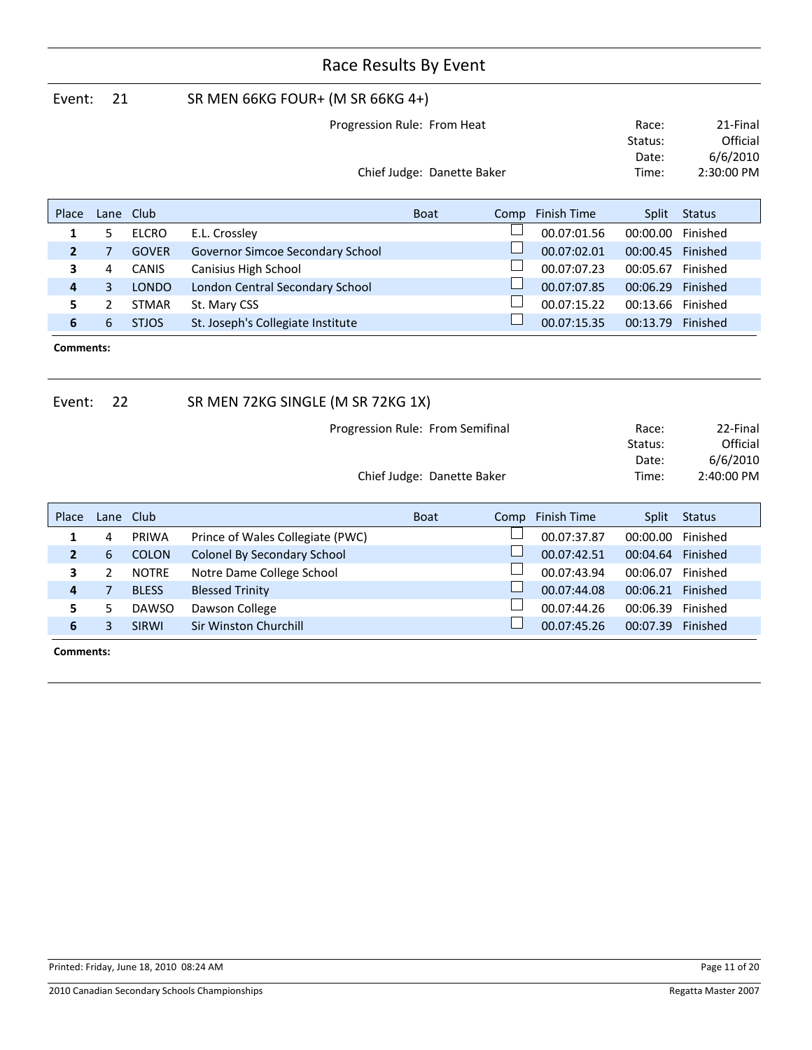# Race Results By Event

## Event: 21 SR MEN 66KG FOUR+ (M SR 66KG 4+)

Progression Rule: From Heat

Chief Judge: Danette Baker

Race: 21-Final
Status: Official
Date: 6/6/2010
Time: 2:30:00 PM

| Place | Lane | Club | | Boat | Comp | Finish Time | Split | Status |
|---|---|---|---|---|---|---|---|---|
| 1 | 5 | ELCRO | E.L. Crossley | | ☐ | 00.07:01.56 | 00:00.00 | Finished |
| 2 | 7 | GOVER | Governor Simcoe Secondary School | | ☐ | 00.07:02.01 | 00:00.45 | Finished |
| 3 | 4 | CANIS | Canisius High School | | ☐ | 00.07:07.23 | 00:05.67 | Finished |
| 4 | 3 | LONDO | London Central Secondary School | | ☐ | 00.07:07.85 | 00:06.29 | Finished |
| 5 | 2 | STMAR | St. Mary CSS | | ☐ | 00.07:15.22 | 00:13.66 | Finished |
| 6 | 6 | STJOS | St. Joseph's Collegiate Institute | | ☐ | 00.07:15.35 | 00:13.79 | Finished |

**Comments:**

## Event: 22 SR MEN 72KG SINGLE (M SR 72KG 1X)

Progression Rule: From Semifinal

Chief Judge: Danette Baker

Race: 22-Final
Status: Official
Date: 6/6/2010
Time: 2:40:00 PM

| Place | Lane | Club | | Boat | Comp | Finish Time | Split | Status |
|---|---|---|---|---|---|---|---|---|
| 1 | 4 | PRIWA | Prince of Wales Collegiate (PWC) | | ☐ | 00.07:37.87 | 00:00.00 | Finished |
| 2 | 6 | COLON | Colonel By Secondary School | | ☐ | 00.07:42.51 | 00:04.64 | Finished |
| 3 | 2 | NOTRE | Notre Dame College School | | ☐ | 00.07:43.94 | 00:06.07 | Finished |
| 4 | 7 | BLESS | Blessed Trinity | | ☐ | 00.07:44.08 | 00:06.21 | Finished |
| 5 | 5 | DAWSO | Dawson College | | ☐ | 00.07:44.26 | 00:06.39 | Finished |
| 6 | 3 | SIRWI | Sir Winston Churchill | | ☐ | 00.07:45.26 | 00:07.39 | Finished |

**Comments:**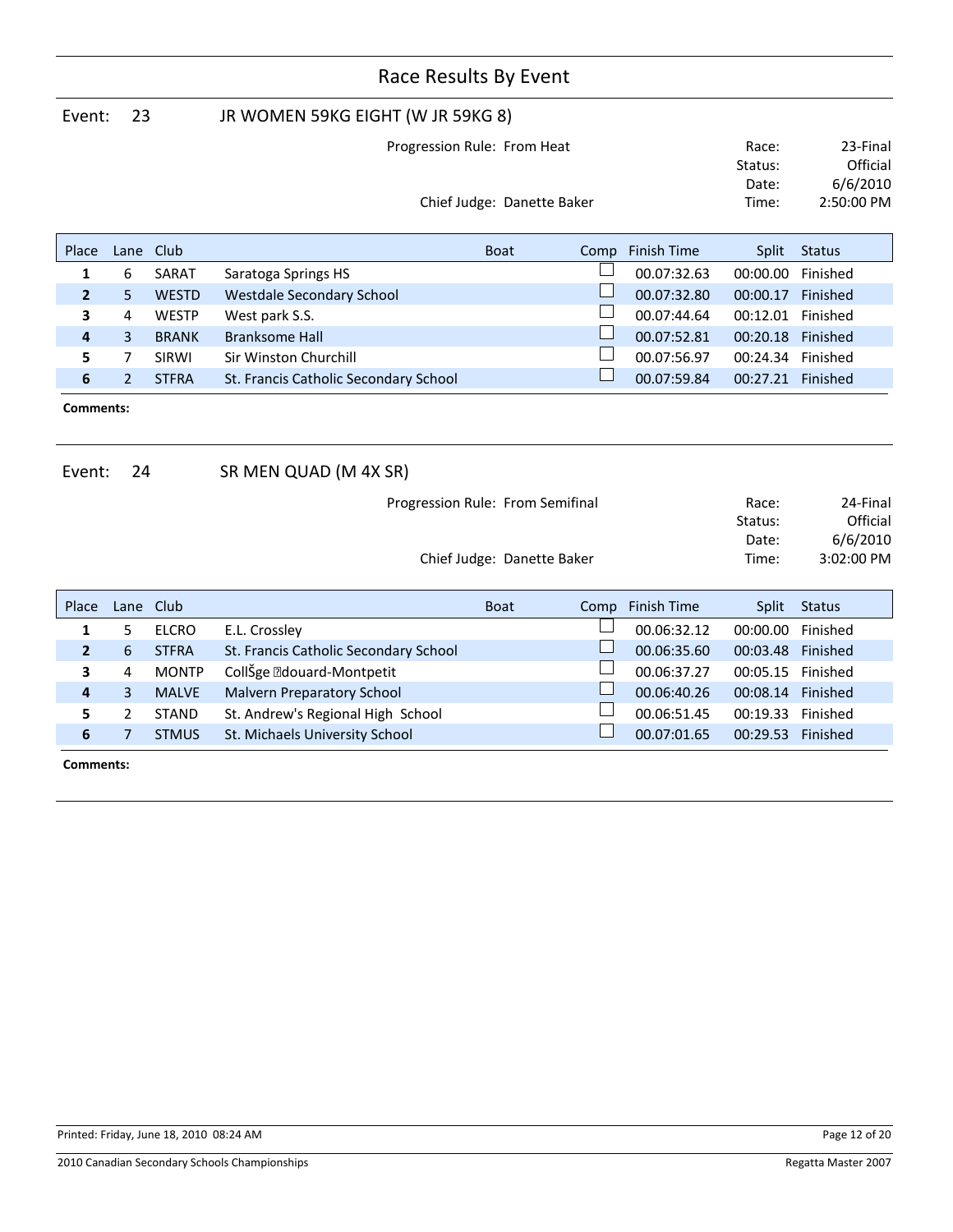# Race Results By Event

## Event: 23 JR WOMEN 59KG EIGHT (W JR 59KG 8)

Progression Rule: From Heat

Chief Judge: Danette Baker

Race: 23-Final
Status: Official
Date: 6/6/2010
Time: 2:50:00 PM

| Place | Lane | Club | | Boat | Comp | Finish Time | Split | Status |
|---|---|---|---|---|---|---|---|---|
| **1** | 6 | SARAT | Saratoga Springs HS | | ☐ | 00.07:32.63 | 00:00.00 | Finished |
| **2** | 5 | WESTD | Westdale Secondary School | | ☐ | 00.07:32.80 | 00:00.17 | Finished |
| **3** | 4 | WESTP | West park S.S. | | ☐ | 00.07:44.64 | 00:12.01 | Finished |
| **4** | 3 | BRANK | Branksome Hall | | ☐ | 00.07:52.81 | 00:20.18 | Finished |
| **5** | 7 | SIRWI | Sir Winston Churchill | | ☐ | 00.07:56.97 | 00:24.34 | Finished |
| **6** | 2 | STFRA | St. Francis Catholic Secondary School | | ☐ | 00.07:59.84 | 00:27.21 | Finished |

**Comments:**

## Event: 24 SR MEN QUAD (M 4X SR)

Progression Rule: From Semifinal

Chief Judge: Danette Baker

Race: 24-Final
Status: Official
Date: 6/6/2010
Time: 3:02:00 PM

| Place | Lane | Club | | Boat | Comp | Finish Time | Split | Status |
|---|---|---|---|---|---|---|---|---|
| **1** | 5 | ELCRO | E.L. Crossley | | ☐ | 00.06:32.12 | 00:00.00 | Finished |
| **2** | 6 | STFRA | St. Francis Catholic Secondary School | | ☐ | 00.06:35.60 | 00:03.48 | Finished |
| **3** | 4 | MONTP | CollŠge �douard-Montpetit | | ☐ | 00.06:37.27 | 00:05.15 | Finished |
| **4** | 3 | MALVE | Malvern Preparatory School | | ☐ | 00.06:40.26 | 00:08.14 | Finished |
| **5** | 2 | STAND | St. Andrew's Regional High School | | ☐ | 00.06:51.45 | 00:19.33 | Finished |
| **6** | 7 | STMUS | St. Michaels University School | | ☐ | 00.07:01.65 | 00:29.53 | Finished |

**Comments:**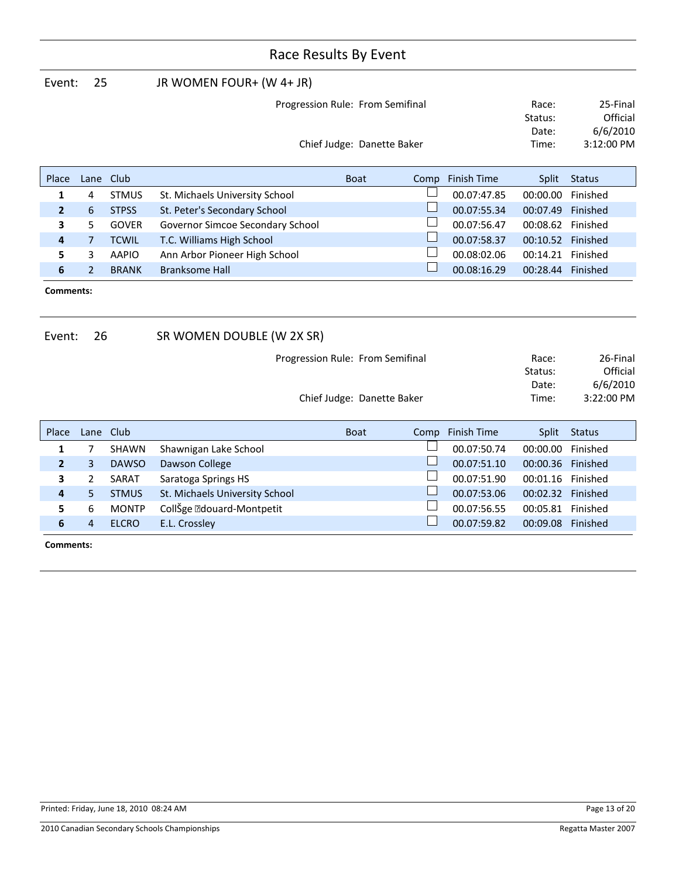# Race Results By Event

## Event: 25 JR WOMEN FOUR+ (W 4+ JR)

Progression Rule: From Semifinal

Chief Judge: Danette Baker

Race: 25-Final
Status: Official
Date: 6/6/2010
Time: 3:12:00 PM

| Place | Lane | Club | | Boat | Comp | Finish Time | Split | Status |
|---|---|---|---|---|---|---|---|---|
| **1** | 4 | STMUS | St. Michaels University School | | ☐ | 00.07:47.85 | 00:00.00 | Finished |
| **2** | 6 | STPSS | St. Peter's Secondary School | | ☐ | 00.07:55.34 | 00:07.49 | Finished |
| **3** | 5 | GOVER | Governor Simcoe Secondary School | | ☐ | 00.07:56.47 | 00:08.62 | Finished |
| **4** | 7 | TCWIL | T.C. Williams High School | | ☐ | 00.07:58.37 | 00:10.52 | Finished |
| **5** | 3 | AAPIO | Ann Arbor Pioneer High School | | ☐ | 00.08:02.06 | 00:14.21 | Finished |
| **6** | 2 | BRANK | Branksome Hall | | ☐ | 00.08:16.29 | 00:28.44 | Finished |

**Comments:**

## Event: 26 SR WOMEN DOUBLE (W 2X SR)

Progression Rule: From Semifinal

Chief Judge: Danette Baker

Race: 26-Final
Status: Official
Date: 6/6/2010
Time: 3:22:00 PM

| Place | Lane | Club | | Boat | Comp | Finish Time | Split | Status |
|---|---|---|---|---|---|---|---|---|
| **1** | 7 | SHAWN | Shawnigan Lake School | | ☐ | 00.07:50.74 | 00:00.00 | Finished |
| **2** | 3 | DAWSO | Dawson College | | ☐ | 00.07:51.10 | 00:00.36 | Finished |
| **3** | 2 | SARAT | Saratoga Springs HS | | ☐ | 00.07:51.90 | 00:01.16 | Finished |
| **4** | 5 | STMUS | St. Michaels University School | | ☐ | 00.07:53.06 | 00:02.32 | Finished |
| **5** | 6 | MONTP | CollŠge �douard-Montpetit | | ☐ | 00.07:56.55 | 00:05.81 | Finished |
| **6** | 4 | ELCRO | E.L. Crossley | | ☐ | 00.07:59.82 | 00:09.08 | Finished |

**Comments:**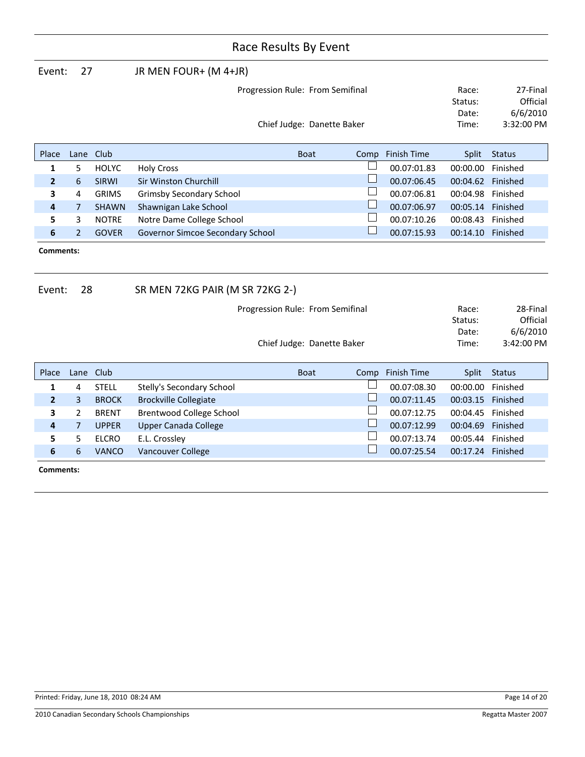# Race Results By Event

## Event: 27 JR MEN FOUR+ (M 4+JR)

Progression Rule: From Semifinal

Chief Judge: Danette Baker

Race: 27-Final
Status: Official
Date: 6/6/2010
Time: 3:32:00 PM

| Place | Lane | Club | | Boat | Comp | Finish Time | Split | Status |
|---|---|---|---|---|---|---|---|---|
| 1 | 5 | HOLYC | Holy Cross | | ☐ | 00.07:01.83 | 00:00.00 | Finished |
| 2 | 6 | SIRWI | Sir Winston Churchill | | ☐ | 00.07:06.45 | 00:04.62 | Finished |
| 3 | 4 | GRIMS | Grimsby Secondary School | | ☐ | 00.07:06.81 | 00:04.98 | Finished |
| 4 | 7 | SHAWN | Shawnigan Lake School | | ☐ | 00.07:06.97 | 00:05.14 | Finished |
| 5 | 3 | NOTRE | Notre Dame College School | | ☐ | 00.07:10.26 | 00:08.43 | Finished |
| 6 | 2 | GOVER | Governor Simcoe Secondary School | | ☐ | 00.07:15.93 | 00:14.10 | Finished |

**Comments:**

## Event: 28 SR MEN 72KG PAIR (M SR 72KG 2-)

Progression Rule: From Semifinal

Chief Judge: Danette Baker

Race: 28-Final
Status: Official
Date: 6/6/2010
Time: 3:42:00 PM

| Place | Lane | Club | | Boat | Comp | Finish Time | Split | Status |
|---|---|---|---|---|---|---|---|---|
| 1 | 4 | STELL | Stelly's Secondary School | | ☐ | 00.07:08.30 | 00:00.00 | Finished |
| 2 | 3 | BROCK | Brockville Collegiate | | ☐ | 00.07:11.45 | 00:03.15 | Finished |
| 3 | 2 | BRENT | Brentwood College School | | ☐ | 00.07:12.75 | 00:04.45 | Finished |
| 4 | 7 | UPPER | Upper Canada College | | ☐ | 00.07:12.99 | 00:04.69 | Finished |
| 5 | 5 | ELCRO | E.L. Crossley | | ☐ | 00.07:13.74 | 00:05.44 | Finished |
| 6 | 6 | VANCO | Vancouver College | | ☐ | 00.07:25.54 | 00:17.24 | Finished |

**Comments:**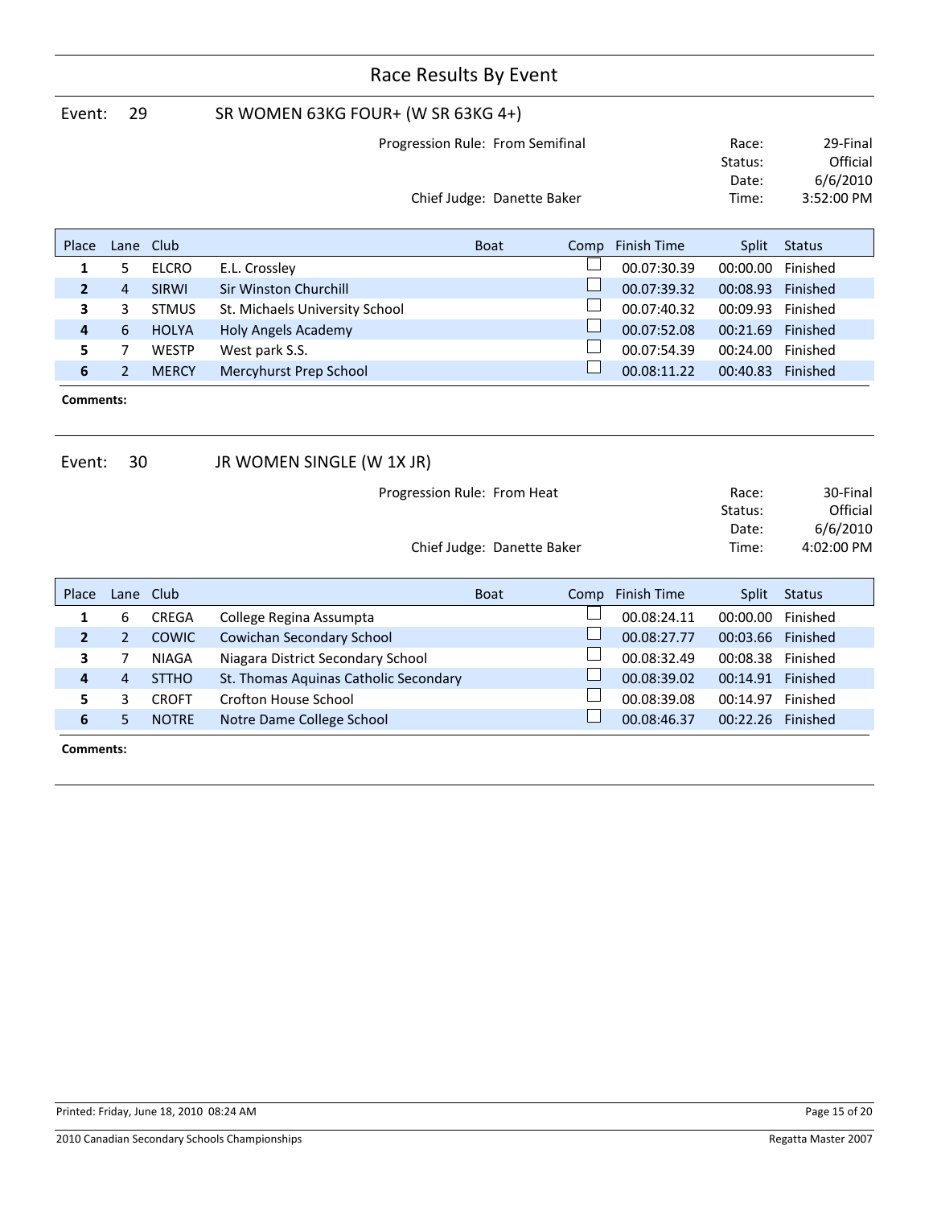# Race Results By Event

## Event: 29 SR WOMEN 63KG FOUR+ (W SR 63KG 4+)

Progression Rule: From Semifinal

Chief Judge: Danette Baker

Race: 29-Final
Status: Official
Date: 6/6/2010
Time: 3:52:00 PM

| Place | Lane | Club | | Boat | Comp | Finish Time | Split | Status |
|---|---|---|---|---|---|---|---|---|
| 1 | 5 | ELCRO | E.L. Crossley | | ☐ | 00.07:30.39 | 00:00.00 | Finished |
| 2 | 4 | SIRWI | Sir Winston Churchill | | ☐ | 00.07:39.32 | 00:08.93 | Finished |
| 3 | 3 | STMUS | St. Michaels University School | | ☐ | 00.07:40.32 | 00:09.93 | Finished |
| 4 | 6 | HOLYA | Holy Angels Academy | | ☐ | 00.07:52.08 | 00:21.69 | Finished |
| 5 | 7 | WESTP | West park S.S. | | ☐ | 00.07:54.39 | 00:24.00 | Finished |
| 6 | 2 | MERCY | Mercyhurst Prep School | | ☐ | 00.08:11.22 | 00:40.83 | Finished |

**Comments:**

## Event: 30 JR WOMEN SINGLE (W 1X JR)

Progression Rule: From Heat

Chief Judge: Danette Baker

Race: 30-Final
Status: Official
Date: 6/6/2010
Time: 4:02:00 PM

| Place | Lane | Club | | Boat | Comp | Finish Time | Split | Status |
|---|---|---|---|---|---|---|---|---|
| 1 | 6 | CREGA | College Regina Assumpta | | ☐ | 00.08:24.11 | 00:00.00 | Finished |
| 2 | 2 | COWIC | Cowichan Secondary School | | ☐ | 00.08:27.77 | 00:03.66 | Finished |
| 3 | 7 | NIAGA | Niagara District Secondary School | | ☐ | 00.08:32.49 | 00:08.38 | Finished |
| 4 | 4 | STTHO | St. Thomas Aquinas Catholic Secondary | | ☐ | 00.08:39.02 | 00:14.91 | Finished |
| 5 | 3 | CROFT | Crofton House School | | ☐ | 00.08:39.08 | 00:14.97 | Finished |
| 6 | 5 | NOTRE | Notre Dame College School | | ☐ | 00.08:46.37 | 00:22.26 | Finished |

**Comments:**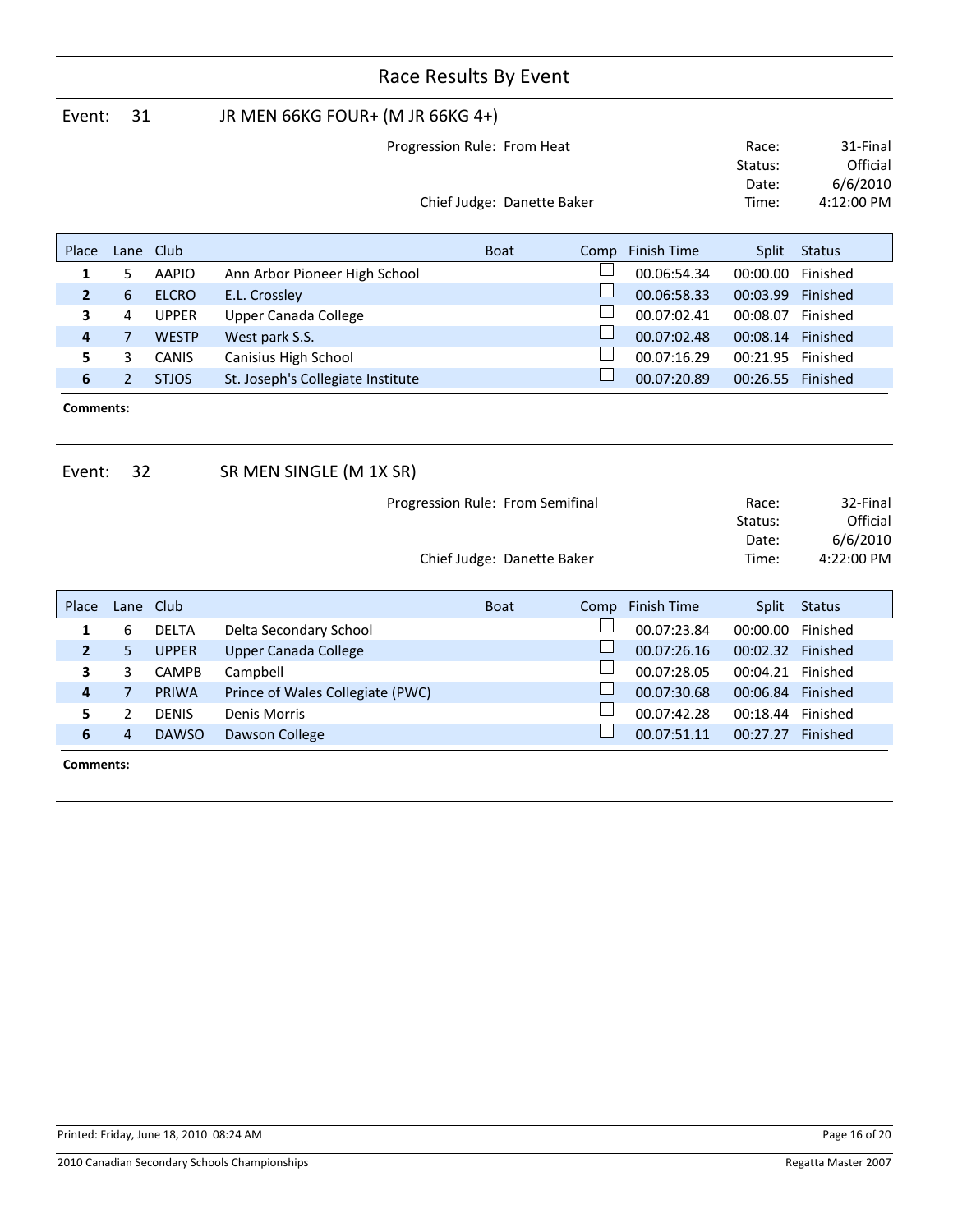# Race Results By Event

## Event: 31 JR MEN 66KG FOUR+ (M JR 66KG 4+)

Progression Rule: From Heat

Chief Judge: Danette Baker

Race: 31-Final
Status: Official
Date: 6/6/2010
Time: 4:12:00 PM

| Place | Lane | Club | | Boat | Comp | Finish Time | Split | Status |
|---|---|---|---|---|---|---|---|---|
| **1** | 5 | AAPIO | Ann Arbor Pioneer High School | | ☐ | 00.06:54.34 | 00:00.00 | Finished |
| **2** | 6 | ELCRO | E.L. Crossley | | ☐ | 00.06:58.33 | 00:03.99 | Finished |
| **3** | 4 | UPPER | Upper Canada College | | ☐ | 00.07:02.41 | 00:08.07 | Finished |
| **4** | 7 | WESTP | West park S.S. | | ☐ | 00.07:02.48 | 00:08.14 | Finished |
| **5** | 3 | CANIS | Canisius High School | | ☐ | 00.07:16.29 | 00:21.95 | Finished |
| **6** | 2 | STJOS | St. Joseph's Collegiate Institute | | ☐ | 00.07:20.89 | 00:26.55 | Finished |

**Comments:**

## Event: 32 SR MEN SINGLE (M 1X SR)

Progression Rule: From Semifinal

Chief Judge: Danette Baker

Race: 32-Final
Status: Official
Date: 6/6/2010
Time: 4:22:00 PM

| Place | Lane | Club | | Boat | Comp | Finish Time | Split | Status |
|---|---|---|---|---|---|---|---|---|
| **1** | 6 | DELTA | Delta Secondary School | | ☐ | 00.07:23.84 | 00:00.00 | Finished |
| **2** | 5 | UPPER | Upper Canada College | | ☐ | 00.07:26.16 | 00:02.32 | Finished |
| **3** | 3 | CAMPB | Campbell | | ☐ | 00.07:28.05 | 00:04.21 | Finished |
| **4** | 7 | PRIWA | Prince of Wales Collegiate (PWC) | | ☐ | 00.07:30.68 | 00:06.84 | Finished |
| **5** | 2 | DENIS | Denis Morris | | ☐ | 00.07:42.28 | 00:18.44 | Finished |
| **6** | 4 | DAWSO | Dawson College | | ☐ | 00.07:51.11 | 00:27.27 | Finished |

**Comments:**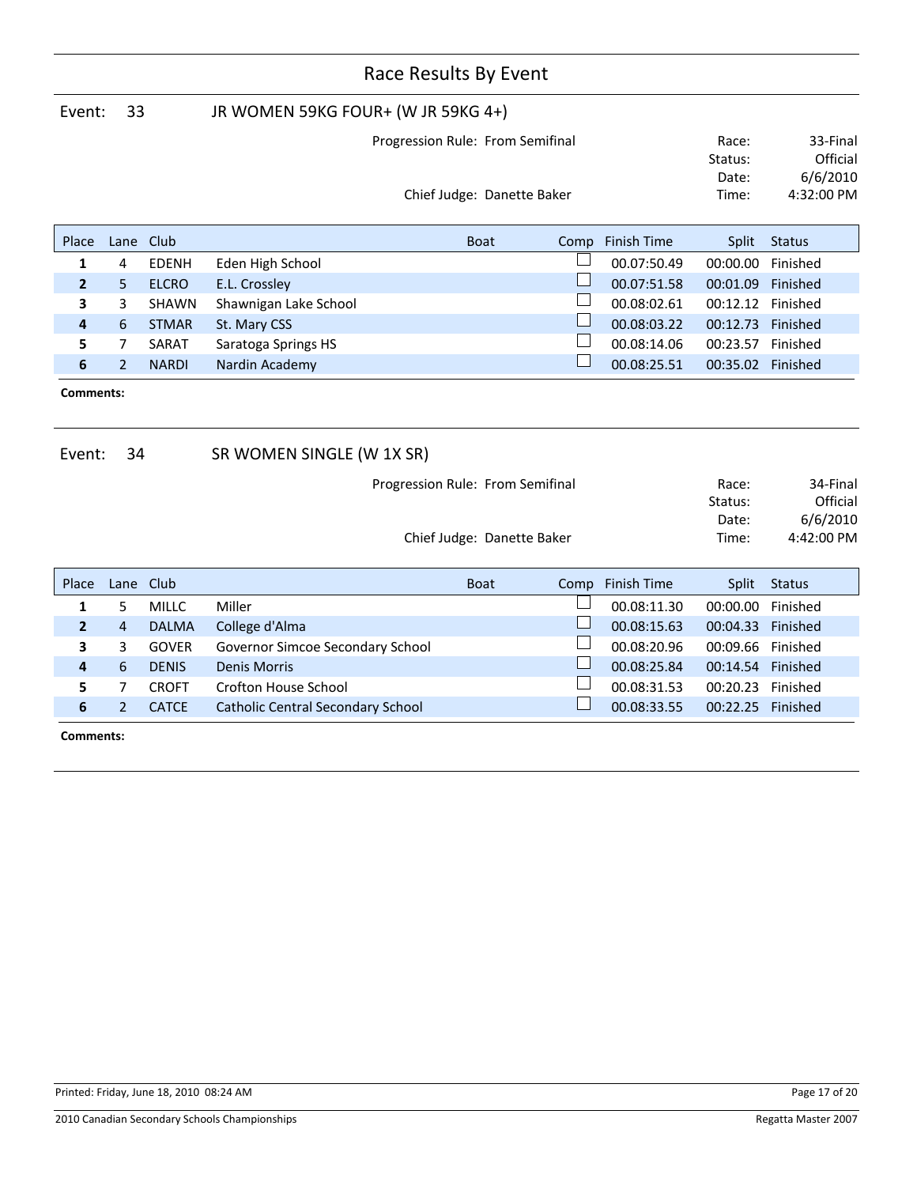# Race Results By Event

## Event: 33 JR WOMEN 59KG FOUR+ (W JR 59KG 4+)

Progression Rule: From Semifinal

Chief Judge: Danette Baker

Race: 33-Final
Status: Official
Date: 6/6/2010
Time: 4:32:00 PM

| Place | Lane | Club | | Boat | Comp | Finish Time | Split | Status |
|---|---|---|---|---|---|---|---|---|
| 1 | 4 | EDENH | Eden High School | | ☐ | 00.07:50.49 | 00:00.00 | Finished |
| 2 | 5 | ELCRO | E.L. Crossley | | ☐ | 00.07:51.58 | 00:01.09 | Finished |
| 3 | 3 | SHAWN | Shawnigan Lake School | | ☐ | 00.08:02.61 | 00:12.12 | Finished |
| 4 | 6 | STMAR | St. Mary CSS | | ☐ | 00.08:03.22 | 00:12.73 | Finished |
| 5 | 7 | SARAT | Saratoga Springs HS | | ☐ | 00.08:14.06 | 00:23.57 | Finished |
| 6 | 2 | NARDI | Nardin Academy | | ☐ | 00.08:25.51 | 00:35.02 | Finished |

**Comments:**

## Event: 34 SR WOMEN SINGLE (W 1X SR)

Progression Rule: From Semifinal

Chief Judge: Danette Baker

Race: 34-Final
Status: Official
Date: 6/6/2010
Time: 4:42:00 PM

| Place | Lane | Club | | Boat | Comp | Finish Time | Split | Status |
|---|---|---|---|---|---|---|---|---|
| 1 | 5 | MILLC | Miller | | ☐ | 00.08:11.30 | 00:00.00 | Finished |
| 2 | 4 | DALMA | College d'Alma | | ☐ | 00.08:15.63 | 00:04.33 | Finished |
| 3 | 3 | GOVER | Governor Simcoe Secondary School | | ☐ | 00.08:20.96 | 00:09.66 | Finished |
| 4 | 6 | DENIS | Denis Morris | | ☐ | 00.08:25.84 | 00:14.54 | Finished |
| 5 | 7 | CROFT | Crofton House School | | ☐ | 00.08:31.53 | 00:20.23 | Finished |
| 6 | 2 | CATCE | Catholic Central Secondary School | | ☐ | 00.08:33.55 | 00:22.25 | Finished |

**Comments:**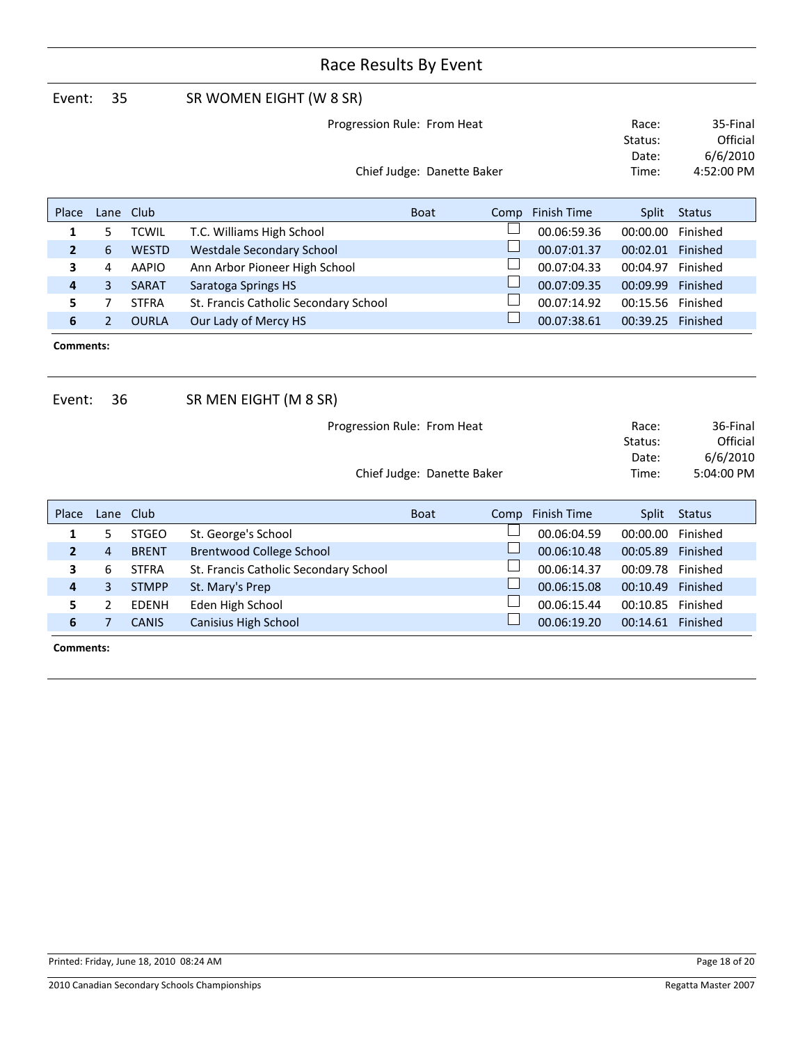# Race Results By Event

## Event: 35 SR WOMEN EIGHT (W 8 SR)

Progression Rule: From Heat

Chief Judge: Danette Baker

Race: 35-Final
Status: Official
Date: 6/6/2010
Time: 4:52:00 PM

| Place | Lane | Club | | Boat | Comp | Finish Time | Split | Status |
|---|---|---|---|---|---|---|---|---|
| **1** | 5 | TCWIL | T.C. Williams High School | | ☐ | 00.06:59.36 | 00:00.00 | Finished |
| **2** | 6 | WESTD | Westdale Secondary School | | ☐ | 00.07:01.37 | 00:02.01 | Finished |
| **3** | 4 | AAPIO | Ann Arbor Pioneer High School | | ☐ | 00.07:04.33 | 00:04.97 | Finished |
| **4** | 3 | SARAT | Saratoga Springs HS | | ☐ | 00.07:09.35 | 00:09.99 | Finished |
| **5** | 7 | STFRA | St. Francis Catholic Secondary School | | ☐ | 00.07:14.92 | 00:15.56 | Finished |
| **6** | 2 | OURLA | Our Lady of Mercy HS | | ☐ | 00.07:38.61 | 00:39.25 | Finished |

**Comments:**

## Event: 36 SR MEN EIGHT (M 8 SR)

Progression Rule: From Heat

Chief Judge: Danette Baker

Race: 36-Final
Status: Official
Date: 6/6/2010
Time: 5:04:00 PM

| Place | Lane | Club | | Boat | Comp | Finish Time | Split | Status |
|---|---|---|---|---|---|---|---|---|
| **1** | 5 | STGEO | St. George's School | | ☐ | 00.06:04.59 | 00:00.00 | Finished |
| **2** | 4 | BRENT | Brentwood College School | | ☐ | 00.06:10.48 | 00:05.89 | Finished |
| **3** | 6 | STFRA | St. Francis Catholic Secondary School | | ☐ | 00.06:14.37 | 00:09.78 | Finished |
| **4** | 3 | STMPP | St. Mary's Prep | | ☐ | 00.06:15.08 | 00:10.49 | Finished |
| **5** | 2 | EDENH | Eden High School | | ☐ | 00.06:15.44 | 00:10.85 | Finished |
| **6** | 7 | CANIS | Canisius High School | | ☐ | 00.06:19.20 | 00:14.61 | Finished |

**Comments:**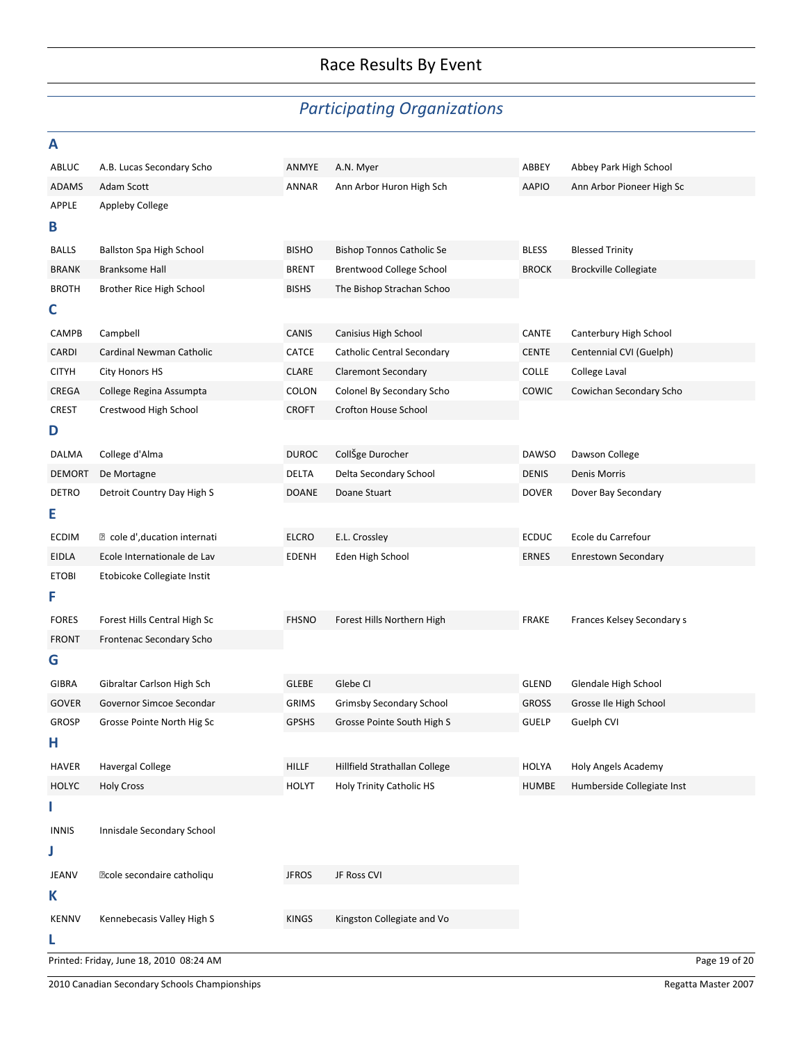# Race Results By Event

## *Participating Organizations*

### A

| | | | | | |
|---|---|---|---|---|---|
| ABLUC | A.B. Lucas Secondary Scho | ANMYE | A.N. Myer | ABBEY | Abbey Park High School |
| ADAMS | Adam Scott | ANNAR | Ann Arbor Huron High Sch | AAPIO | Ann Arbor Pioneer High Sc |
| APPLE | Appleby College | | | | |

### B

| | | | | | |
|---|---|---|---|---|---|
| BALLS | Ballston Spa High School | BISHO | Bishop Tonnos Catholic Se | BLESS | Blessed Trinity |
| BRANK | Branksome Hall | BRENT | Brentwood College School | BROCK | Brockville Collegiate |
| BROTH | Brother Rice High School | BISHS | The Bishop Strachan Schoo | | |

### C

| | | | | | |
|---|---|---|---|---|---|
| CAMPB | Campbell | CANIS | Canisius High School | CANTE | Canterbury High School |
| CARDI | Cardinal Newman Catholic | CATCE | Catholic Central Secondary | CENTE | Centennial CVI (Guelph) |
| CITYH | City Honors HS | CLARE | Claremont Secondary | COLLE | College Laval |
| CREGA | College Regina Assumpta | COLON | Colonel By Secondary Scho | COWIC | Cowichan Secondary Scho |
| CREST | Crestwood High School | CROFT | Crofton House School | | |

### D

| | | | | | |
|---|---|---|---|---|---|
| DALMA | College d'Alma | DUROC | CollŠge Durocher | DAWSO | Dawson College |
| DEMORT | De Mortagne | DELTA | Delta Secondary School | DENIS | Denis Morris |
| DETRO | Detroit Country Day High S | DOANE | Doane Stuart | DOVER | Dover Bay Secondary |

### E

| | | | | | |
|---|---|---|---|---|---|
| ECDIM | � cole d',ducation internati | ELCRO | E.L. Crossley | ECDUC | Ecole du Carrefour |
| EIDLA | Ecole Internationale de Lav | EDENH | Eden High School | ERNES | Enrestown Secondary |
| ETOBI | Etobicoke Collegiate Instit | | | | |

### F

| | | | | | |
|---|---|---|---|---|---|
| FORES | Forest Hills Central High Sc | FHSNO | Forest Hills Northern High | FRAKE | Frances Kelsey Secondary s |
| FRONT | Frontenac Secondary Scho | | | | |

### G

| | | | | | |
|---|---|---|---|---|---|
| GIBRA | Gibraltar Carlson High Sch | GLEBE | Glebe CI | GLEND | Glendale High School |
| GOVER | Governor Simcoe Secondar | GRIMS | Grimsby Secondary School | GROSS | Grosse Ile High School |
| GROSP | Grosse Pointe North Hig Sc | GPSHS | Grosse Pointe South High S | GUELP | Guelph CVI |

### H

| | | | | | |
|---|---|---|---|---|---|
| HAVER | Havergal College | HILLF | Hillfield Strathallan College | HOLYA | Holy Angels Academy |
| HOLYC | Holy Cross | HOLYT | Holy Trinity Catholic HS | HUMBE | Humberside Collegiate Inst |

### I

| | |
|---|---|
| INNIS | Innisdale Secondary School |

### J

| | | | |
|---|---|---|---|
| JEANV | �cole secondaire catholiqu | JFROS | JF Ross CVI |

### K

| | | | |
|---|---|---|---|
| KENNV | Kennebecasis Valley High S | KINGS | Kingston Collegiate and Vo |

### L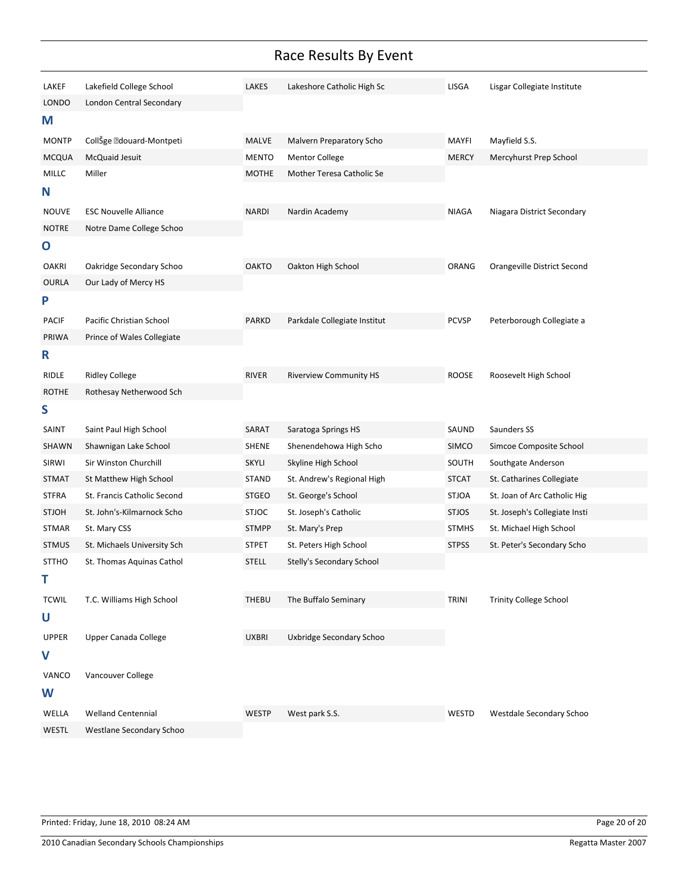# Race Results By Event

| | | | | | |
|---|---|---|---|---|---|
| LAKEF | Lakefield College School | LAKES | Lakeshore Catholic High Sc | LISGA | Lisgar Collegiate Institute |
| LONDO | London Central Secondary | | | | |

## M

| | | | | | |
|---|---|---|---|---|---|
| MONTP | CollŠge �douard-Montpeti | MALVE | Malvern Preparatory Scho | MAYFI | Mayfield S.S. |
| MCQUA | McQuaid Jesuit | MENTO | Mentor College | MERCY | Mercyhurst Prep School |
| MILLC | Miller | MOTHE | Mother Teresa Catholic Se | | |

## N

| | | | | | |
|---|---|---|---|---|---|
| NOUVE | ESC Nouvelle Alliance | NARDI | Nardin Academy | NIAGA | Niagara District Secondary |
| NOTRE | Notre Dame College Schoo | | | | |

## O

| | | | | | |
|---|---|---|---|---|---|
| OAKRI | Oakridge Secondary Schoo | OAKTO | Oakton High School | ORANG | Orangeville District Second |
| OURLA | Our Lady of Mercy HS | | | | |

## P

| | | | | | |
|---|---|---|---|---|---|
| PACIF | Pacific Christian School | PARKD | Parkdale Collegiate Institut | PCVSP | Peterborough Collegiate a |
| PRIWA | Prince of Wales Collegiate | | | | |

## R

| | | | | | |
|---|---|---|---|---|---|
| RIDLE | Ridley College | RIVER | Riverview Community HS | ROOSE | Roosevelt High School |
| ROTHE | Rothesay Netherwood Sch | | | | |

## S

| | | | | | |
|---|---|---|---|---|---|
| SAINT | Saint Paul High School | SARAT | Saratoga Springs HS | SAUND | Saunders SS |
| SHAWN | Shawnigan Lake School | SHENE | Shenendehowa High Scho | SIMCO | Simcoe Composite School |
| SIRWI | Sir Winston Churchill | SKYLI | Skyline High School | SOUTH | Southgate Anderson |
| STMAT | St Matthew High School | STAND | St. Andrew's Regional High | STCAT | St. Catharines Collegiate |
| STFRA | St. Francis Catholic Second | STGEO | St. George's School | STJOA | St. Joan of Arc Catholic Hig |
| STJOH | St. John's-Kilmarnock Scho | STJOC | St. Joseph's Catholic | STJOS | St. Joseph's Collegiate Insti |
| STMAR | St. Mary CSS | STMPP | St. Mary's Prep | STMHS | St. Michael High School |
| STMUS | St. Michaels University Sch | STPET | St. Peters High School | STPSS | St. Peter's Secondary Scho |
| STTHO | St. Thomas Aquinas Cathol | STELL | Stelly's Secondary School | | |

## T

| | | | | | |
|---|---|---|---|---|---|
| TCWIL | T.C. Williams High School | THEBU | The Buffalo Seminary | TRINI | Trinity College School |

## U

| | | | | | |
|---|---|---|---|---|---|
| UPPER | Upper Canada College | UXBRI | Uxbridge Secondary Schoo | | |

## V

| | |
|---|---|
| VANCO | Vancouver College |

## W

| | | | | | |
|---|---|---|---|---|---|
| WELLA | Welland Centennial | WESTP | West park S.S. | WESTD | Westdale Secondary Schoo |
| WESTL | Westlane Secondary Schoo | | | | |